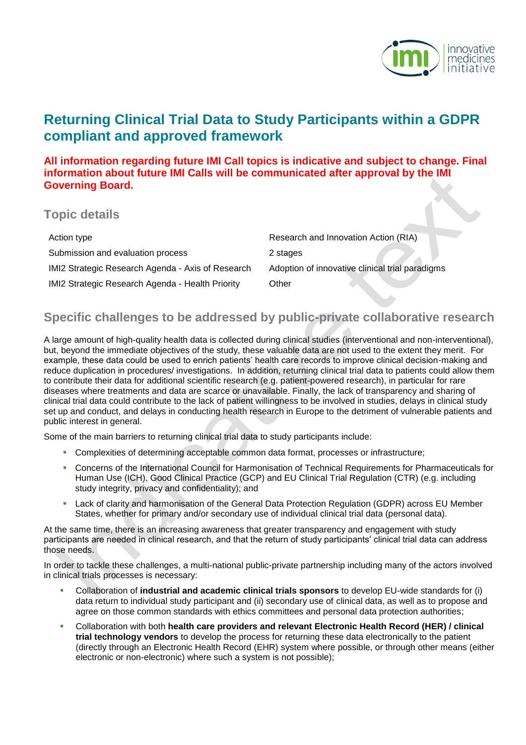# Returning Clinical Trial Data to Study Participants within a GDPR compliant and approved framework

**All information regarding future IMI Call topics is indicative and subject to change. Final information about future IMI Calls will be communicated after approval by the IMI Governing Board.**

## Topic details

| | |
|---|---|
| Action type | Research and Innovation Action (RIA) |
| Submission and evaluation process | 2 stages |
| IMI2 Strategic Research Agenda - Axis of Research | Adoption of innovative clinical trial paradigms |
| IMI2 Strategic Research Agenda - Health Priority | Other |

## Specific challenges to be addressed by public-private collaborative research

A large amount of high-quality health data is collected during clinical studies (interventional and non-interventional), but, beyond the immediate objectives of the study, these valuable data are not used to the extent they merit. For example, these data could be used to enrich patients' health care records to improve clinical decision-making and reduce duplication in procedures/ investigations. In addition, returning clinical trial data to patients could allow them to contribute their data for additional scientific research (e.g. patient-powered research), in particular for rare diseases where treatments and data are scarce or unavailable. Finally, the lack of transparency and sharing of clinical trial data could contribute to the lack of patient willingness to be involved in studies, delays in clinical study set up and conduct, and delays in conducting health research in Europe to the detriment of vulnerable patients and public interest in general.

Some of the main barriers to returning clinical trial data to study participants include:

- Complexities of determining acceptable common data format, processes or infrastructure;
- Concerns of the International Council for Harmonisation of Technical Requirements for Pharmaceuticals for Human Use (ICH), Good Clinical Practice (GCP) and EU Clinical Trial Regulation (CTR) (e.g. including study integrity, privacy and confidentiality); and
- Lack of clarity and harmonisation of the General Data Protection Regulation (GDPR) across EU Member States, whether for primary and/or secondary use of individual clinical trial data (personal data).

At the same time, there is an increasing awareness that greater transparency and engagement with study participants are needed in clinical research, and that the return of study participants' clinical trial data can address those needs.

In order to tackle these challenges, a multi-national public-private partnership including many of the actors involved in clinical trials processes is necessary:

- Collaboration of **industrial and academic clinical trials sponsors** to develop EU-wide standards for (i) data return to individual study participant and (ii) secondary use of clinical data, as well as to propose and agree on those common standards with ethics committees and personal data protection authorities;
- Collaboration with both **health care providers and relevant Electronic Health Record (HER) / clinical trial technology vendors** to develop the process for returning these data electronically to the patient (directly through an Electronic Health Record (EHR) system where possible, or through other means (either electronic or non-electronic) where such a system is not possible);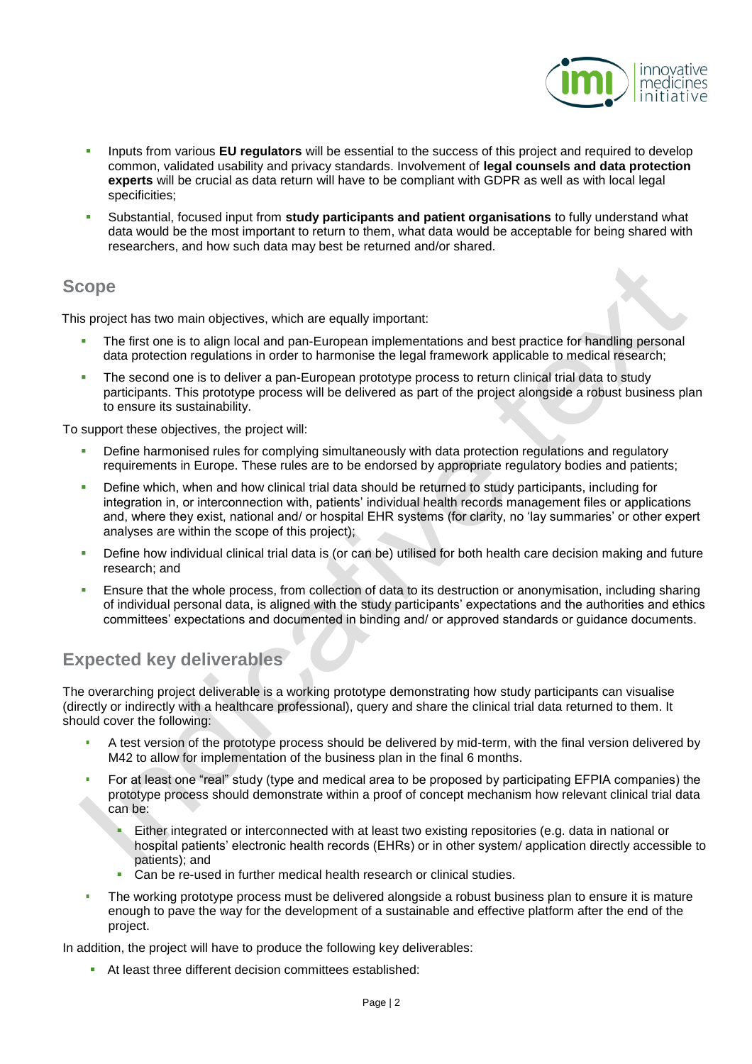- Inputs from various **EU regulators** will be essential to the success of this project and required to develop common, validated usability and privacy standards. Involvement of **legal counsels and data protection experts** will be crucial as data return will have to be compliant with GDPR as well as with local legal specificities;
- Substantial, focused input from **study participants and patient organisations** to fully understand what data would be the most important to return to them, what data would be acceptable for being shared with researchers, and how such data may best be returned and/or shared.

## Scope

This project has two main objectives, which are equally important:

- The first one is to align local and pan-European implementations and best practice for handling personal data protection regulations in order to harmonise the legal framework applicable to medical research;
- The second one is to deliver a pan-European prototype process to return clinical trial data to study participants. This prototype process will be delivered as part of the project alongside a robust business plan to ensure its sustainability.

To support these objectives, the project will:

- Define harmonised rules for complying simultaneously with data protection regulations and regulatory requirements in Europe. These rules are to be endorsed by appropriate regulatory bodies and patients;
- Define which, when and how clinical trial data should be returned to study participants, including for integration in, or interconnection with, patients' individual health records management files or applications and, where they exist, national and/ or hospital EHR systems (for clarity, no 'lay summaries' or other expert analyses are within the scope of this project);
- Define how individual clinical trial data is (or can be) utilised for both health care decision making and future research; and
- Ensure that the whole process, from collection of data to its destruction or anonymisation, including sharing of individual personal data, is aligned with the study participants' expectations and the authorities and ethics committees' expectations and documented in binding and/ or approved standards or guidance documents.

## Expected key deliverables

The overarching project deliverable is a working prototype demonstrating how study participants can visualise (directly or indirectly with a healthcare professional), query and share the clinical trial data returned to them. It should cover the following:

- A test version of the prototype process should be delivered by mid-term, with the final version delivered by M42 to allow for implementation of the business plan in the final 6 months.
- For at least one "real" study (type and medical area to be proposed by participating EFPIA companies) the prototype process should demonstrate within a proof of concept mechanism how relevant clinical trial data can be:
  - Either integrated or interconnected with at least two existing repositories (e.g. data in national or hospital patients' electronic health records (EHRs) or in other system/ application directly accessible to patients); and
  - Can be re-used in further medical health research or clinical studies.
- The working prototype process must be delivered alongside a robust business plan to ensure it is mature enough to pave the way for the development of a sustainable and effective platform after the end of the project.

In addition, the project will have to produce the following key deliverables:

- At least three different decision committees established: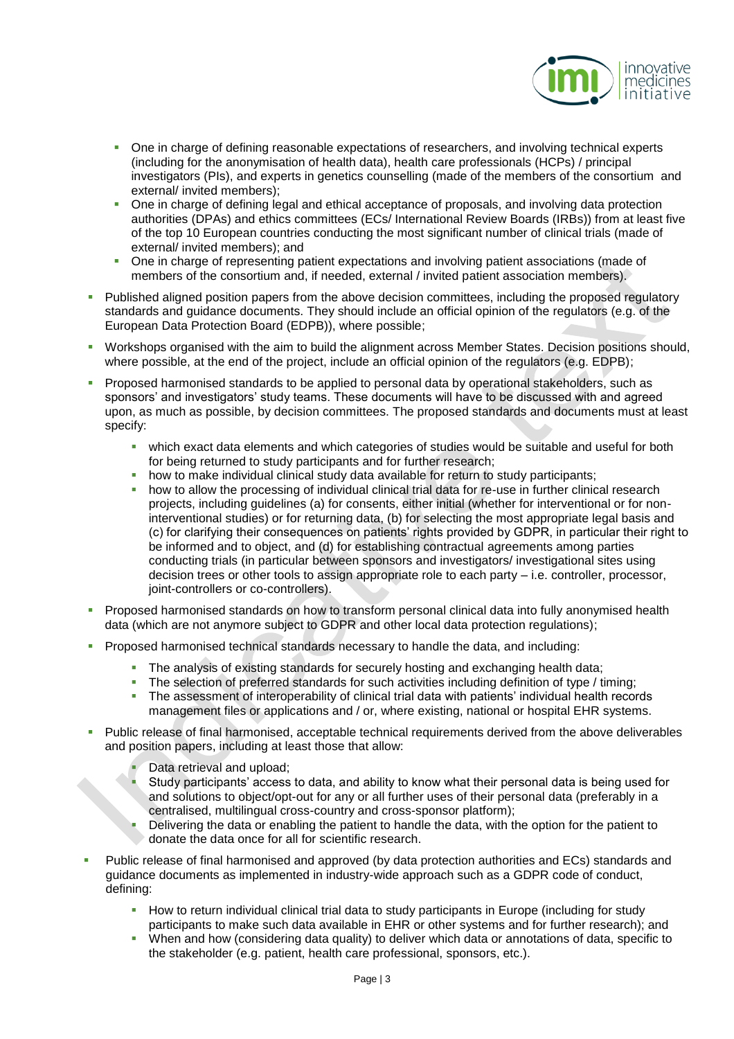- One in charge of defining reasonable expectations of researchers, and involving technical experts (including for the anonymisation of health data), health care professionals (HCPs) / principal investigators (PIs), and experts in genetics counselling (made of the members of the consortium and external/ invited members);
  - One in charge of defining legal and ethical acceptance of proposals, and involving data protection authorities (DPAs) and ethics committees (ECs/ International Review Boards (IRBs)) from at least five of the top 10 European countries conducting the most significant number of clinical trials (made of external/ invited members); and
  - One in charge of representing patient expectations and involving patient associations (made of members of the consortium and, if needed, external / invited patient association members).
- Published aligned position papers from the above decision committees, including the proposed regulatory standards and guidance documents. They should include an official opinion of the regulators (e.g. of the European Data Protection Board (EDPB)), where possible;
- Workshops organised with the aim to build the alignment across Member States. Decision positions should, where possible, at the end of the project, include an official opinion of the regulators (e.g. EDPB);
- Proposed harmonised standards to be applied to personal data by operational stakeholders, such as sponsors' and investigators' study teams. These documents will have to be discussed with and agreed upon, as much as possible, by decision committees. The proposed standards and documents must at least specify:
  - which exact data elements and which categories of studies would be suitable and useful for both for being returned to study participants and for further research;
  - how to make individual clinical study data available for return to study participants;
  - how to allow the processing of individual clinical trial data for re-use in further clinical research projects, including guidelines (a) for consents, either initial (whether for interventional or for non-interventional studies) or for returning data, (b) for selecting the most appropriate legal basis and (c) for clarifying their consequences on patients' rights provided by GDPR, in particular their right to be informed and to object, and (d) for establishing contractual agreements among parties conducting trials (in particular between sponsors and investigators/ investigational sites using decision trees or other tools to assign appropriate role to each party – i.e. controller, processor, joint-controllers or co-controllers).
- Proposed harmonised standards on how to transform personal clinical data into fully anonymised health data (which are not anymore subject to GDPR and other local data protection regulations);
- Proposed harmonised technical standards necessary to handle the data, and including:
  - The analysis of existing standards for securely hosting and exchanging health data;
  - The selection of preferred standards for such activities including definition of type / timing;
  - The assessment of interoperability of clinical trial data with patients' individual health records management files or applications and / or, where existing, national or hospital EHR systems.
- Public release of final harmonised, acceptable technical requirements derived from the above deliverables and position papers, including at least those that allow:
  - Data retrieval and upload;
  - Study participants' access to data, and ability to know what their personal data is being used for and solutions to object/opt-out for any or all further uses of their personal data (preferably in a centralised, multilingual cross-country and cross-sponsor platform);
  - Delivering the data or enabling the patient to handle the data, with the option for the patient to donate the data once for all for scientific research.
- Public release of final harmonised and approved (by data protection authorities and ECs) standards and guidance documents as implemented in industry-wide approach such as a GDPR code of conduct, defining:
  - How to return individual clinical trial data to study participants in Europe (including for study participants to make such data available in EHR or other systems and for further research); and
  - When and how (considering data quality) to deliver which data or annotations of data, specific to the stakeholder (e.g. patient, health care professional, sponsors, etc.).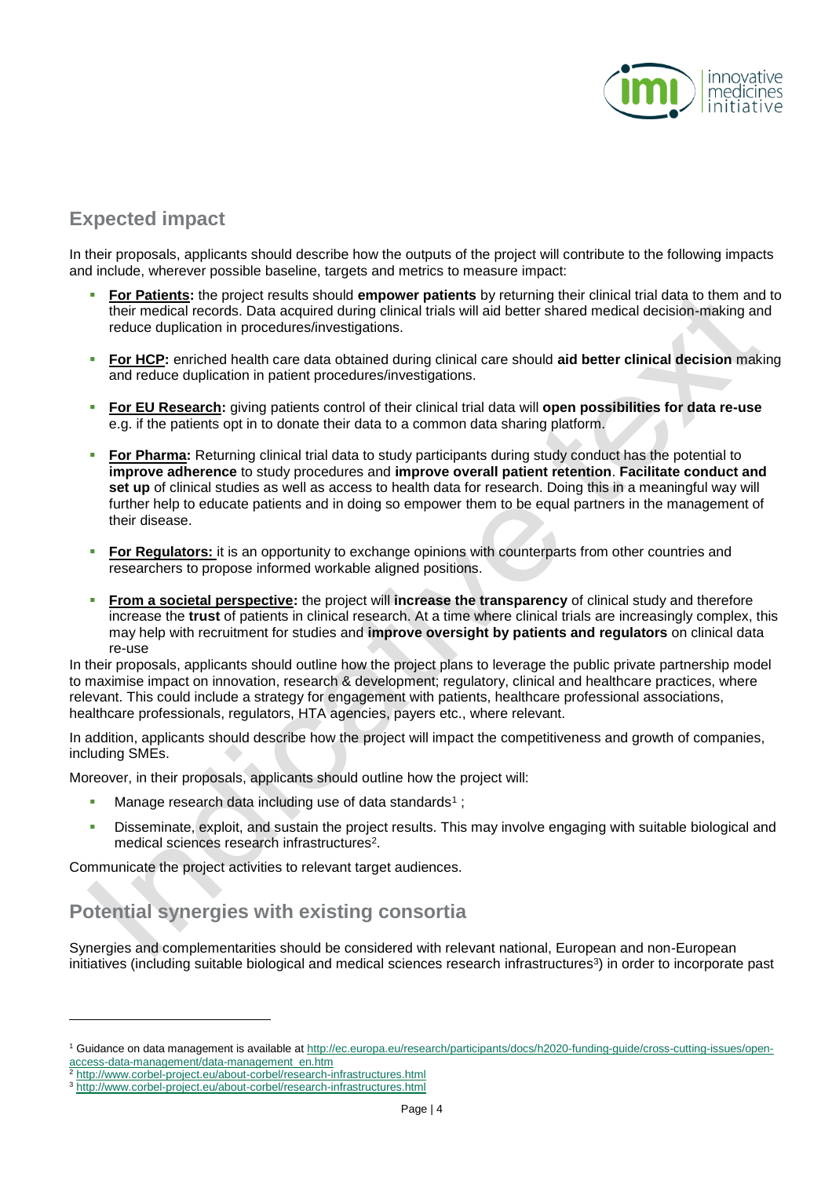## Expected impact

In their proposals, applicants should describe how the outputs of the project will contribute to the following impacts and include, wherever possible baseline, targets and metrics to measure impact:

- **For Patients:** the project results should **empower patients** by returning their clinical trial data to them and to their medical records. Data acquired during clinical trials will aid better shared medical decision-making and reduce duplication in procedures/investigations.
- **For HCP:** enriched health care data obtained during clinical care should **aid better clinical decision** making and reduce duplication in patient procedures/investigations.
- **For EU Research:** giving patients control of their clinical trial data will **open possibilities for data re-use** e.g. if the patients opt in to donate their data to a common data sharing platform.
- **For Pharma:** Returning clinical trial data to study participants during study conduct has the potential to **improve adherence** to study procedures and **improve overall patient retention**. **Facilitate conduct and set up** of clinical studies as well as access to health data for research. Doing this in a meaningful way will further help to educate patients and in doing so empower them to be equal partners in the management of their disease.
- **For Regulators:** it is an opportunity to exchange opinions with counterparts from other countries and researchers to propose informed workable aligned positions.
- **From a societal perspective:** the project will **increase the transparency** of clinical study and therefore increase the **trust** of patients in clinical research. At a time where clinical trials are increasingly complex, this may help with recruitment for studies and **improve oversight by patients and regulators** on clinical data re-use

In their proposals, applicants should outline how the project plans to leverage the public private partnership model to maximise impact on innovation, research & development; regulatory, clinical and healthcare practices, where relevant. This could include a strategy for engagement with patients, healthcare professional associations, healthcare professionals, regulators, HTA agencies, payers etc., where relevant.

In addition, applicants should describe how the project will impact the competitiveness and growth of companies, including SMEs.

Moreover, in their proposals, applicants should outline how the project will:

- Manage research data including use of data standards[1] ;
- Disseminate, exploit, and sustain the project results. This may involve engaging with suitable biological and medical sciences research infrastructures[2].

Communicate the project activities to relevant target audiences.

## Potential synergies with existing consortia

Synergies and complementarities should be considered with relevant national, European and non-European initiatives (including suitable biological and medical sciences research infrastructures[3]) in order to incorporate past

---

[1] Guidance on data management is available at http://ec.europa.eu/research/participants/docs/h2020-funding-guide/cross-cutting-issues/open-access-data-management/data-management_en.htm

[2] http://www.corbel-project.eu/about-corbel/research-infrastructures.html

[3] http://www.corbel-project.eu/about-corbel/research-infrastructures.html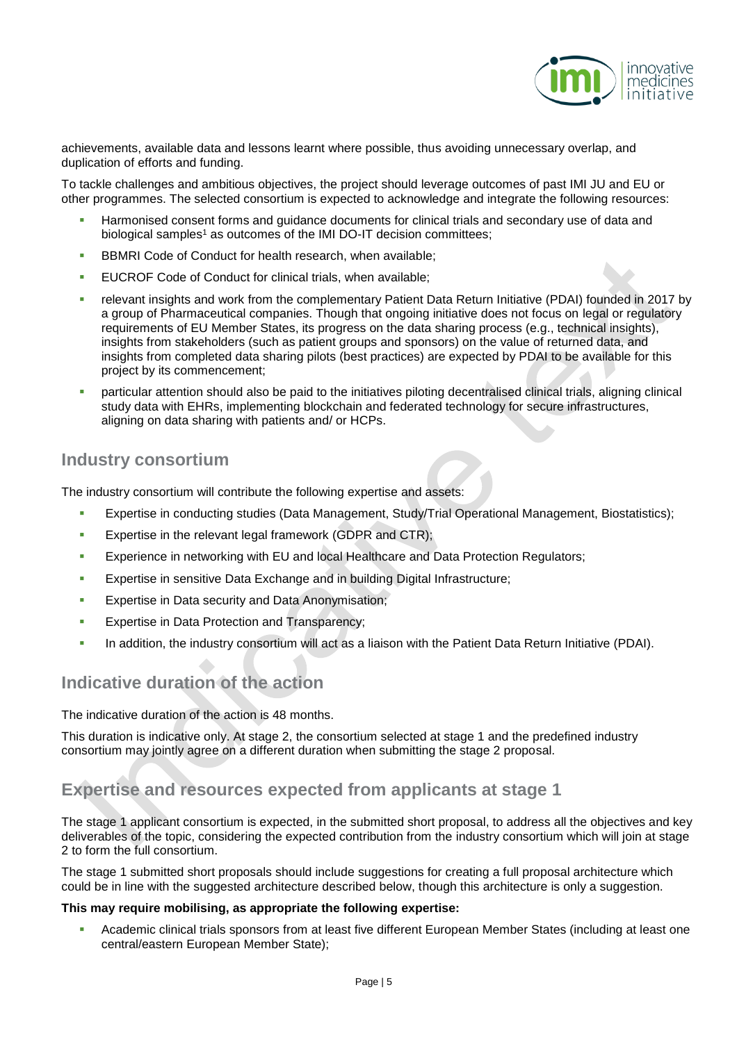achievements, available data and lessons learnt where possible, thus avoiding unnecessary overlap, and duplication of efforts and funding.

To tackle challenges and ambitious objectives, the project should leverage outcomes of past IMI JU and EU or other programmes. The selected consortium is expected to acknowledge and integrate the following resources:

- Harmonised consent forms and guidance documents for clinical trials and secondary use of data and biological samples[1] as outcomes of the IMI DO-IT decision committees;
- BBMRI Code of Conduct for health research, when available;
- EUCROF Code of Conduct for clinical trials, when available;
- relevant insights and work from the complementary Patient Data Return Initiative (PDAI) founded in 2017 by a group of Pharmaceutical companies. Though that ongoing initiative does not focus on legal or regulatory requirements of EU Member States, its progress on the data sharing process (e.g., technical insights), insights from stakeholders (such as patient groups and sponsors) on the value of returned data, and insights from completed data sharing pilots (best practices) are expected by PDAI to be available for this project by its commencement;
- particular attention should also be paid to the initiatives piloting decentralised clinical trials, aligning clinical study data with EHRs, implementing blockchain and federated technology for secure infrastructures, aligning on data sharing with patients and/ or HCPs.

## Industry consortium

The industry consortium will contribute the following expertise and assets:

- Expertise in conducting studies (Data Management, Study/Trial Operational Management, Biostatistics);
- Expertise in the relevant legal framework (GDPR and CTR);
- Experience in networking with EU and local Healthcare and Data Protection Regulators;
- Expertise in sensitive Data Exchange and in building Digital Infrastructure;
- Expertise in Data security and Data Anonymisation;
- Expertise in Data Protection and Transparency;
- In addition, the industry consortium will act as a liaison with the Patient Data Return Initiative (PDAI).

## Indicative duration of the action

The indicative duration of the action is 48 months.

This duration is indicative only. At stage 2, the consortium selected at stage 1 and the predefined industry consortium may jointly agree on a different duration when submitting the stage 2 proposal.

## Expertise and resources expected from applicants at stage 1

The stage 1 applicant consortium is expected, in the submitted short proposal, to address all the objectives and key deliverables of the topic, considering the expected contribution from the industry consortium which will join at stage 2 to form the full consortium.

The stage 1 submitted short proposals should include suggestions for creating a full proposal architecture which could be in line with the suggested architecture described below, though this architecture is only a suggestion.

**This may require mobilising, as appropriate the following expertise:**

- Academic clinical trials sponsors from at least five different European Member States (including at least one central/eastern European Member State);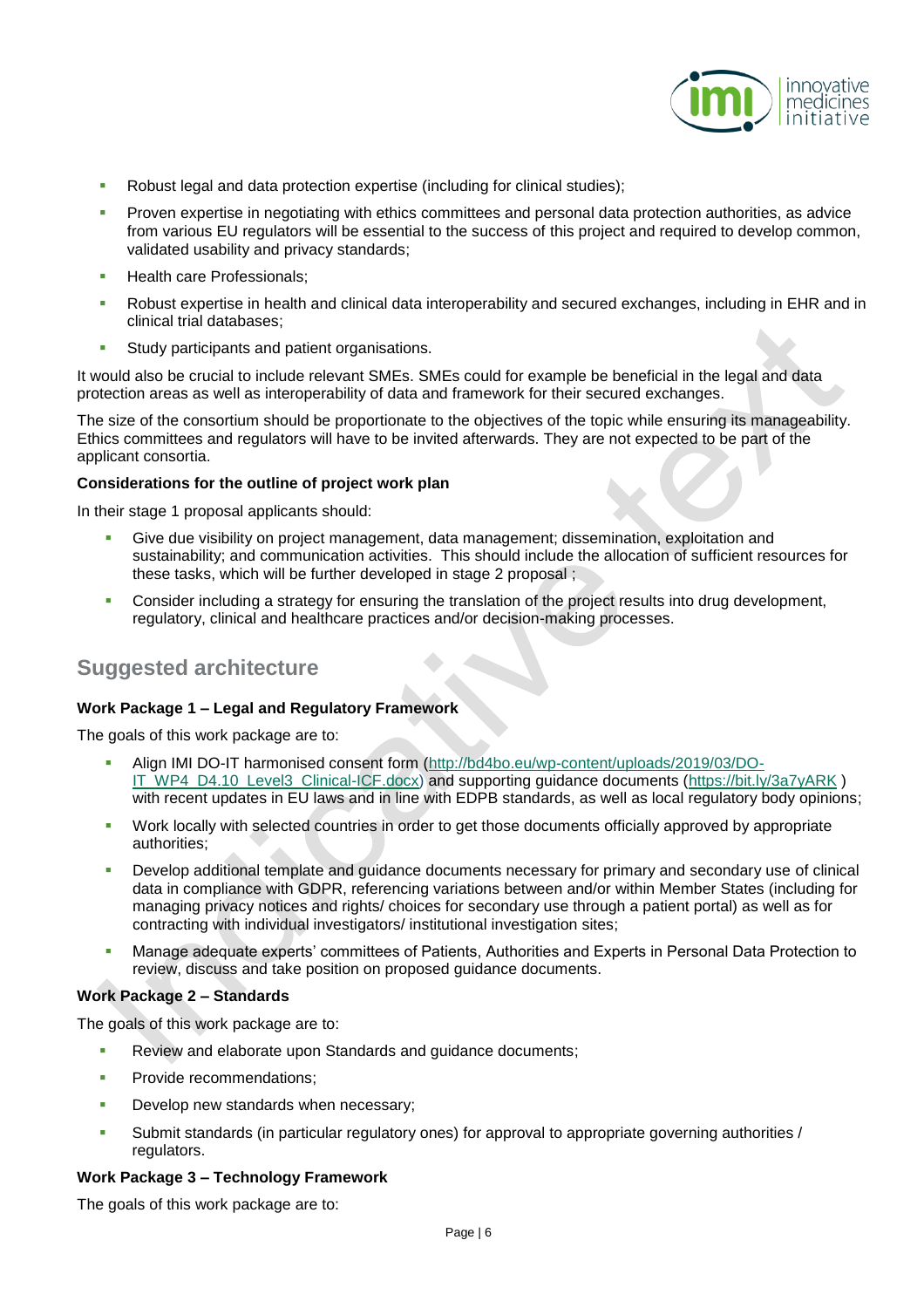- Robust legal and data protection expertise (including for clinical studies);
- Proven expertise in negotiating with ethics committees and personal data protection authorities, as advice from various EU regulators will be essential to the success of this project and required to develop common, validated usability and privacy standards;
- Health care Professionals;
- Robust expertise in health and clinical data interoperability and secured exchanges, including in EHR and in clinical trial databases;
- Study participants and patient organisations.

It would also be crucial to include relevant SMEs. SMEs could for example be beneficial in the legal and data protection areas as well as interoperability of data and framework for their secured exchanges.

The size of the consortium should be proportionate to the objectives of the topic while ensuring its manageability. Ethics committees and regulators will have to be invited afterwards. They are not expected to be part of the applicant consortia.

**Considerations for the outline of project work plan**

In their stage 1 proposal applicants should:

- Give due visibility on project management, data management; dissemination, exploitation and sustainability; and communication activities. This should include the allocation of sufficient resources for these tasks, which will be further developed in stage 2 proposal ;
- Consider including a strategy for ensuring the translation of the project results into drug development, regulatory, clinical and healthcare practices and/or decision-making processes.

## Suggested architecture

**Work Package 1 – Legal and Regulatory Framework**

The goals of this work package are to:

- Align IMI DO-IT harmonised consent form (http://bd4bo.eu/wp-content/uploads/2019/03/DO-IT_WP4_D4.10_Level3_Clinical-ICF.docx) and supporting guidance documents (https://bit.ly/3a7yARK ) with recent updates in EU laws and in line with EDPB standards, as well as local regulatory body opinions;
- Work locally with selected countries in order to get those documents officially approved by appropriate authorities;
- Develop additional template and guidance documents necessary for primary and secondary use of clinical data in compliance with GDPR, referencing variations between and/or within Member States (including for managing privacy notices and rights/ choices for secondary use through a patient portal) as well as for contracting with individual investigators/ institutional investigation sites;
- Manage adequate experts' committees of Patients, Authorities and Experts in Personal Data Protection to review, discuss and take position on proposed guidance documents.

**Work Package 2 – Standards**

The goals of this work package are to:

- Review and elaborate upon Standards and guidance documents;
- Provide recommendations;
- Develop new standards when necessary;
- Submit standards (in particular regulatory ones) for approval to appropriate governing authorities / regulators.

**Work Package 3 – Technology Framework**

The goals of this work package are to: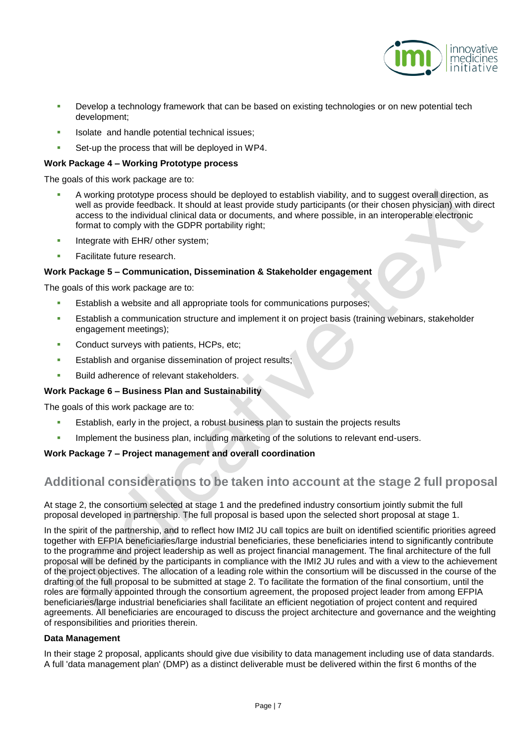- Develop a technology framework that can be based on existing technologies or on new potential tech development;
- Isolate and handle potential technical issues;
- Set-up the process that will be deployed in WP4.

**Work Package 4 – Working Prototype process**

The goals of this work package are to:

- A working prototype process should be deployed to establish viability, and to suggest overall direction, as well as provide feedback. It should at least provide study participants (or their chosen physician) with direct access to the individual clinical data or documents, and where possible, in an interoperable electronic format to comply with the GDPR portability right;
- Integrate with EHR/ other system;
- Facilitate future research.

**Work Package 5 – Communication, Dissemination & Stakeholder engagement**

The goals of this work package are to:

- Establish a website and all appropriate tools for communications purposes;
- Establish a communication structure and implement it on project basis (training webinars, stakeholder engagement meetings);
- Conduct surveys with patients, HCPs, etc;
- Establish and organise dissemination of project results;
- Build adherence of relevant stakeholders.

**Work Package 6 – Business Plan and Sustainability**

The goals of this work package are to:

- Establish, early in the project, a robust business plan to sustain the projects results
- Implement the business plan, including marketing of the solutions to relevant end-users.

**Work Package 7 – Project management and overall coordination**

## Additional considerations to be taken into account at the stage 2 full proposal

At stage 2, the consortium selected at stage 1 and the predefined industry consortium jointly submit the full proposal developed in partnership. The full proposal is based upon the selected short proposal at stage 1.

In the spirit of the partnership, and to reflect how IMI2 JU call topics are built on identified scientific priorities agreed together with EFPIA beneficiaries/large industrial beneficiaries, these beneficiaries intend to significantly contribute to the programme and project leadership as well as project financial management. The final architecture of the full proposal will be defined by the participants in compliance with the IMI2 JU rules and with a view to the achievement of the project objectives. The allocation of a leading role within the consortium will be discussed in the course of the drafting of the full proposal to be submitted at stage 2. To facilitate the formation of the final consortium, until the roles are formally appointed through the consortium agreement, the proposed project leader from among EFPIA beneficiaries/large industrial beneficiaries shall facilitate an efficient negotiation of project content and required agreements. All beneficiaries are encouraged to discuss the project architecture and governance and the weighting of responsibilities and priorities therein.

**Data Management**

In their stage 2 proposal, applicants should give due visibility to data management including use of data standards. A full 'data management plan' (DMP) as a distinct deliverable must be delivered within the first 6 months of the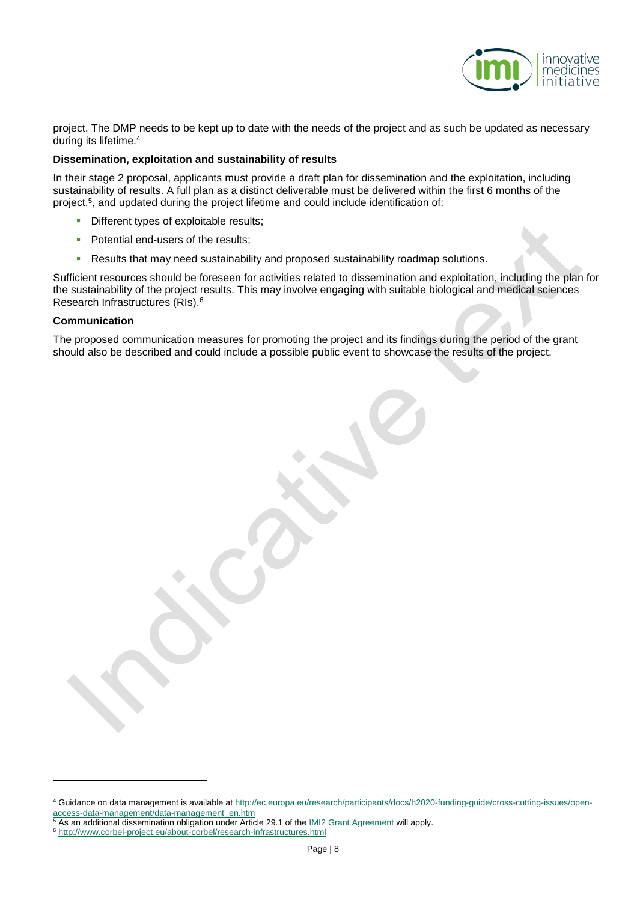project. The DMP needs to be kept up to date with the needs of the project and as such be updated as necessary during its lifetime.[4]

**Dissemination, exploitation and sustainability of results**

In their stage 2 proposal, applicants must provide a draft plan for dissemination and the exploitation, including sustainability of results. A full plan as a distinct deliverable must be delivered within the first 6 months of the project.[5], and updated during the project lifetime and could include identification of:

- Different types of exploitable results;
- Potential end-users of the results;
- Results that may need sustainability and proposed sustainability roadmap solutions.

Sufficient resources should be foreseen for activities related to dissemination and exploitation, including the plan for the sustainability of the project results. This may involve engaging with suitable biological and medical sciences Research Infrastructures (RIs).[6]

**Communication**

The proposed communication measures for promoting the project and its findings during the period of the grant should also be described and could include a possible public event to showcase the results of the project.

---

[4] Guidance on data management is available at http://ec.europa.eu/research/participants/docs/h2020-funding-guide/cross-cutting-issues/open-access-data-management/data-management_en.htm

[5] As an additional dissemination obligation under Article 29.1 of the IMI2 Grant Agreement will apply.

[6] http://www.corbel-project.eu/about-corbel/research-infrastructures.html